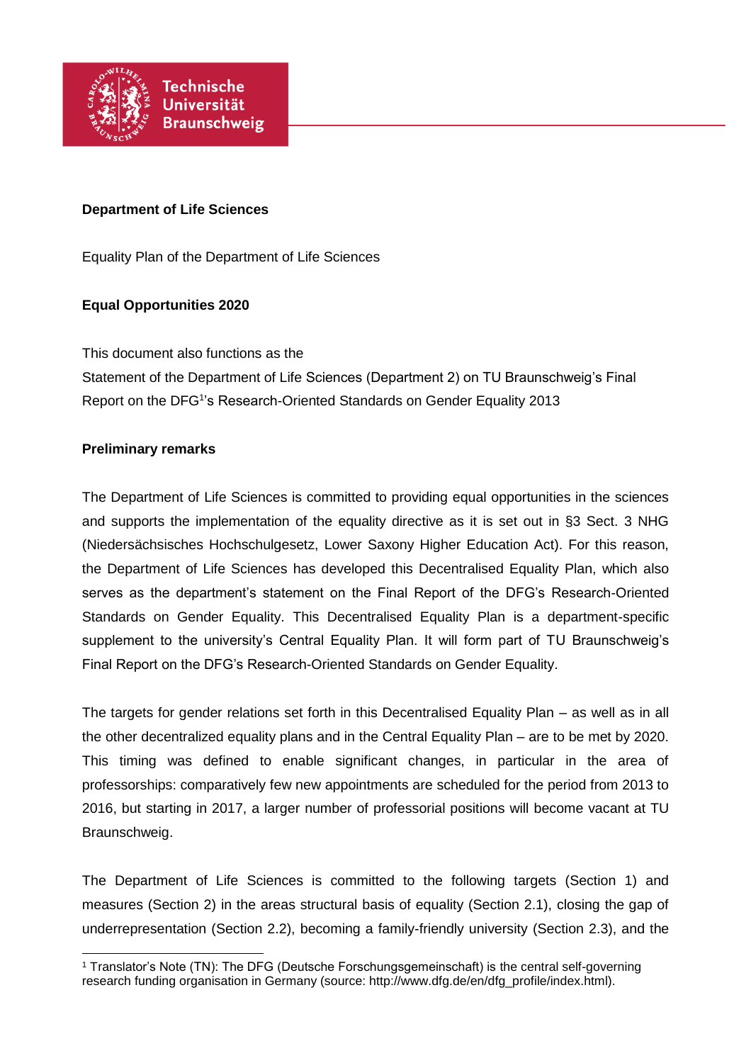**Department of Life Sciences**

Equality Plan of the Department of Life Sciences

**Equal Opportunities 2020**

This document also functions as the
Statement of the Department of Life Sciences (Department 2) on TU Braunschweig's Final Report on the DFG[1]'s Research-Oriented Standards on Gender Equality 2013

**Preliminary remarks**

The Department of Life Sciences is committed to providing equal opportunities in the sciences and supports the implementation of the equality directive as it is set out in §3 Sect. 3 NHG (Niedersächsisches Hochschulgesetz, Lower Saxony Higher Education Act). For this reason, the Department of Life Sciences has developed this Decentralised Equality Plan, which also serves as the department's statement on the Final Report of the DFG's Research-Oriented Standards on Gender Equality. This Decentralised Equality Plan is a department-specific supplement to the university's Central Equality Plan. It will form part of TU Braunschweig's Final Report on the DFG's Research-Oriented Standards on Gender Equality.

The targets for gender relations set forth in this Decentralised Equality Plan – as well as in all the other decentralized equality plans and in the Central Equality Plan – are to be met by 2020. This timing was defined to enable significant changes, in particular in the area of professorships: comparatively few new appointments are scheduled for the period from 2013 to 2016, but starting in 2017, a larger number of professorial positions will become vacant at TU Braunschweig.

The Department of Life Sciences is committed to the following targets (Section 1) and measures (Section 2) in the areas structural basis of equality (Section 2.1), closing the gap of underrepresentation (Section 2.2), becoming a family-friendly university (Section 2.3), and the

[1] Translator's Note (TN): The DFG (Deutsche Forschungsgemeinschaft) is the central self-governing research funding organisation in Germany (source: http://www.dfg.de/en/dfg_profile/index.html).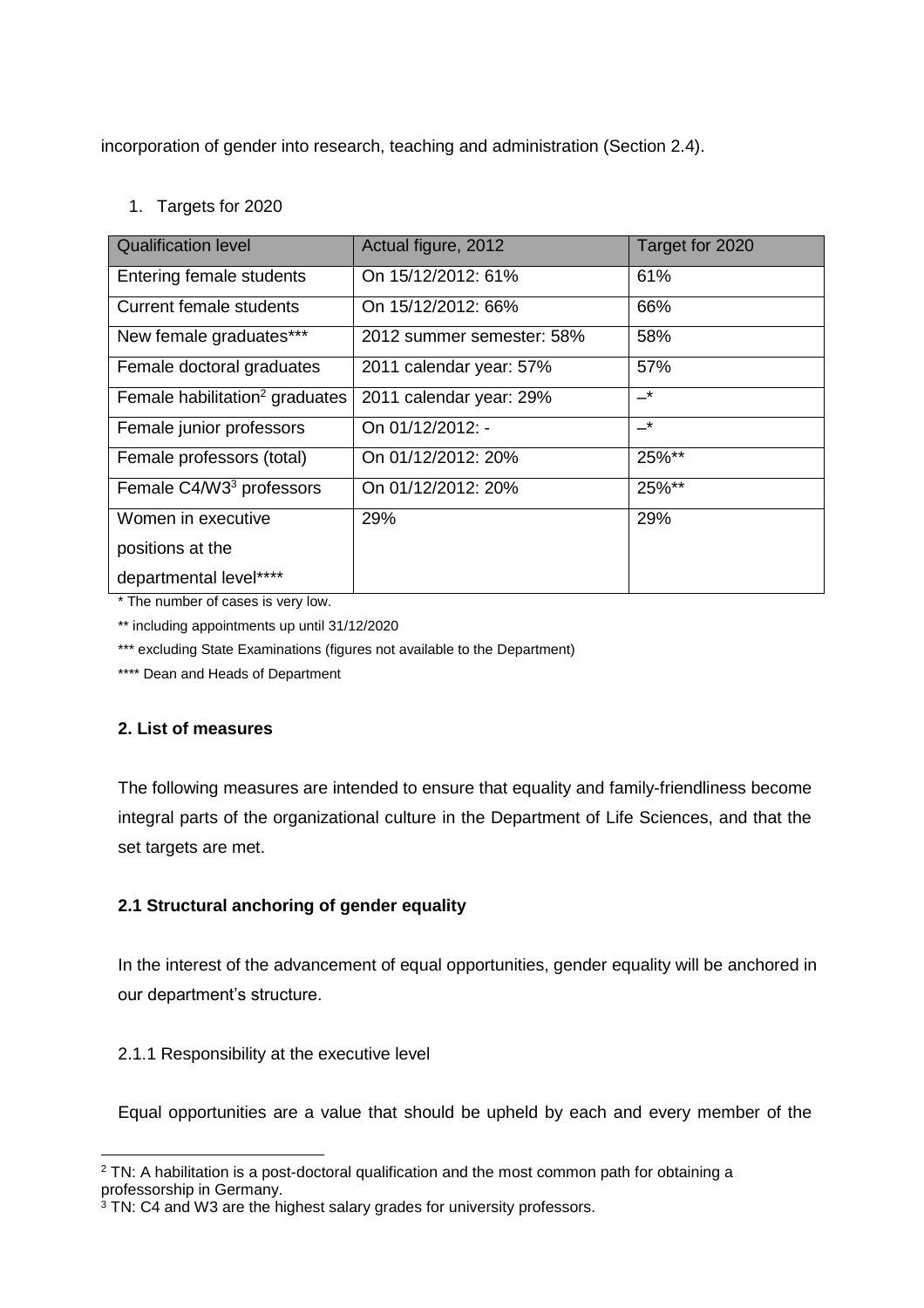incorporation of gender into research, teaching and administration (Section 2.4).

1. Targets for 2020

| Qualification level | Actual figure, 2012 | Target for 2020 |
| --- | --- | --- |
| Entering female students | On 15/12/2012: 61% | 61% |
| Current female students | On 15/12/2012: 66% | 66% |
| New female graduates*** | 2012 summer semester: 58% | 58% |
| Female doctoral graduates | 2011 calendar year: 57% | 57% |
| Female habilitation[2] graduates | 2011 calendar year: 29% | –* |
| Female junior professors | On 01/12/2012: - | –* |
| Female professors (total) | On 01/12/2012: 20% | 25%** |
| Female C4/W3[3] professors | On 01/12/2012: 20% | 25%** |
| Women in executive positions at the departmental level**** | 29% | 29% |

* The number of cases is very low.

** including appointments up until 31/12/2020

*** excluding State Examinations (figures not available to the Department)

**** Dean and Heads of Department

**2. List of measures**

The following measures are intended to ensure that equality and family-friendliness become integral parts of the organizational culture in the Department of Life Sciences, and that the set targets are met.

**2.1 Structural anchoring of gender equality**

In the interest of the advancement of equal opportunities, gender equality will be anchored in our department's structure.

2.1.1 Responsibility at the executive level

Equal opportunities are a value that should be upheld by each and every member of the

[2] TN: A habilitation is a post-doctoral qualification and the most common path for obtaining a professorship in Germany.

[3] TN: C4 and W3 are the highest salary grades for university professors.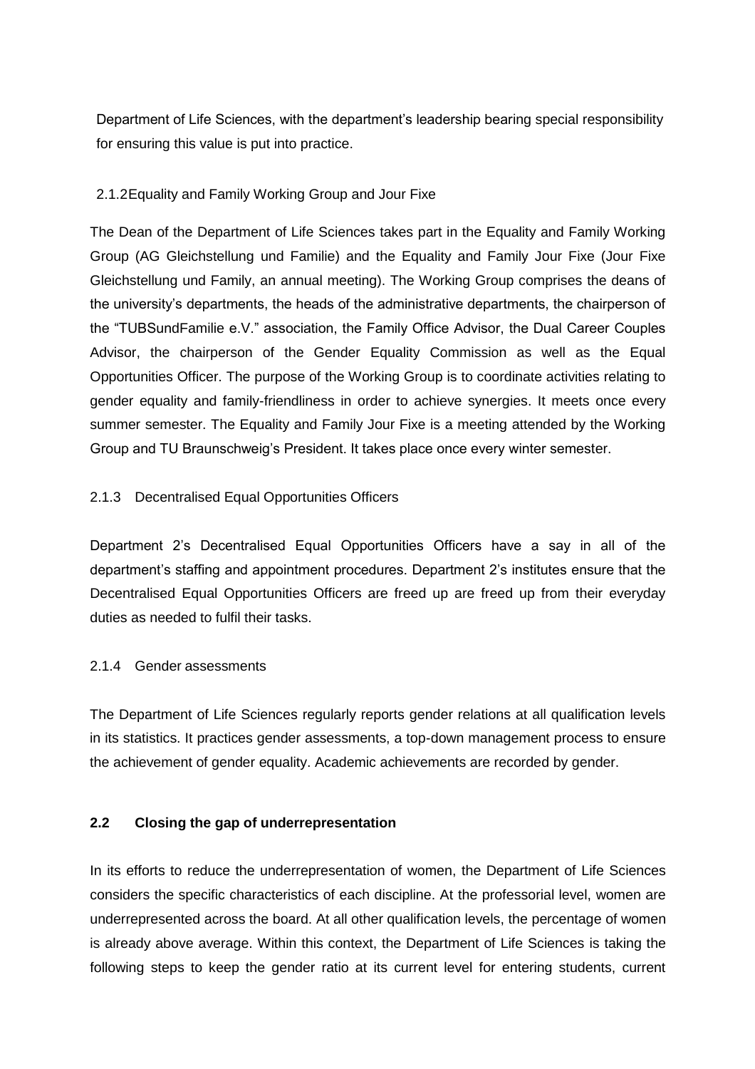Department of Life Sciences, with the department's leadership bearing special responsibility for ensuring this value is put into practice.

#### 2.1.2 Equality and Family Working Group and Jour Fixe

The Dean of the Department of Life Sciences takes part in the Equality and Family Working Group (AG Gleichstellung und Familie) and the Equality and Family Jour Fixe (Jour Fixe Gleichstellung und Family, an annual meeting). The Working Group comprises the deans of the university's departments, the heads of the administrative departments, the chairperson of the "TUBSundFamilie e.V." association, the Family Office Advisor, the Dual Career Couples Advisor, the chairperson of the Gender Equality Commission as well as the Equal Opportunities Officer. The purpose of the Working Group is to coordinate activities relating to gender equality and family-friendliness in order to achieve synergies. It meets once every summer semester. The Equality and Family Jour Fixe is a meeting attended by the Working Group and TU Braunschweig's President. It takes place once every winter semester.

#### 2.1.3 Decentralised Equal Opportunities Officers

Department 2's Decentralised Equal Opportunities Officers have a say in all of the department's staffing and appointment procedures. Department 2's institutes ensure that the Decentralised Equal Opportunities Officers are freed up are freed up from their everyday duties as needed to fulfil their tasks.

#### 2.1.4 Gender assessments

The Department of Life Sciences regularly reports gender relations at all qualification levels in its statistics. It practices gender assessments, a top-down management process to ensure the achievement of gender equality. Academic achievements are recorded by gender.

### 2.2 Closing the gap of underrepresentation

In its efforts to reduce the underrepresentation of women, the Department of Life Sciences considers the specific characteristics of each discipline. At the professorial level, women are underrepresented across the board. At all other qualification levels, the percentage of women is already above average. Within this context, the Department of Life Sciences is taking the following steps to keep the gender ratio at its current level for entering students, current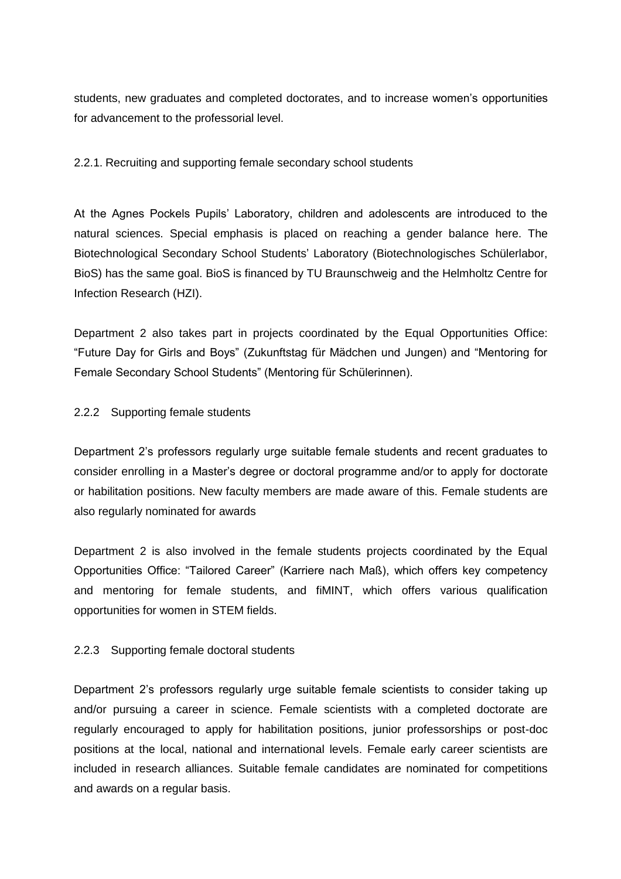students, new graduates and completed doctorates, and to increase women's opportunities for advancement to the professorial level.

### 2.2.1. Recruiting and supporting female secondary school students

At the Agnes Pockels Pupils' Laboratory, children and adolescents are introduced to the natural sciences. Special emphasis is placed on reaching a gender balance here. The Biotechnological Secondary School Students' Laboratory (Biotechnologisches Schülerlabor, BioS) has the same goal. BioS is financed by TU Braunschweig and the Helmholtz Centre for Infection Research (HZI).

Department 2 also takes part in projects coordinated by the Equal Opportunities Office: "Future Day for Girls and Boys" (Zukunftstag für Mädchen und Jungen) and "Mentoring for Female Secondary School Students" (Mentoring für Schülerinnen).

### 2.2.2 Supporting female students

Department 2's professors regularly urge suitable female students and recent graduates to consider enrolling in a Master's degree or doctoral programme and/or to apply for doctorate or habilitation positions. New faculty members are made aware of this. Female students are also regularly nominated for awards

Department 2 is also involved in the female students projects coordinated by the Equal Opportunities Office: "Tailored Career" (Karriere nach Maß), which offers key competency and mentoring for female students, and fiMINT, which offers various qualification opportunities for women in STEM fields.

### 2.2.3 Supporting female doctoral students

Department 2's professors regularly urge suitable female scientists to consider taking up and/or pursuing a career in science. Female scientists with a completed doctorate are regularly encouraged to apply for habilitation positions, junior professorships or post-doc positions at the local, national and international levels. Female early career scientists are included in research alliances. Suitable female candidates are nominated for competitions and awards on a regular basis.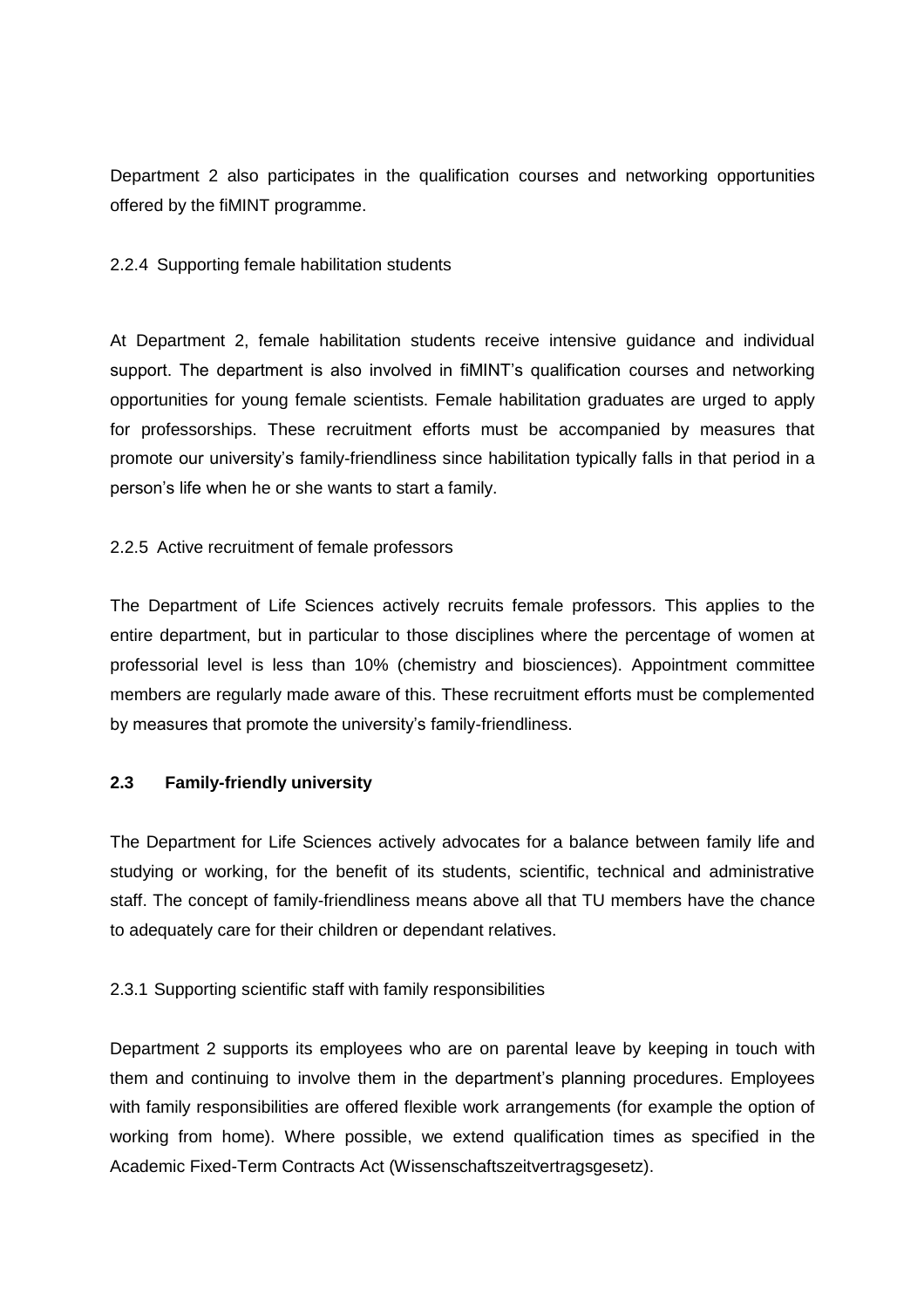Department 2 also participates in the qualification courses and networking opportunities offered by the fiMINT programme.

#### 2.2.4 Supporting female habilitation students

At Department 2, female habilitation students receive intensive guidance and individual support. The department is also involved in fiMINT's qualification courses and networking opportunities for young female scientists. Female habilitation graduates are urged to apply for professorships. These recruitment efforts must be accompanied by measures that promote our university's family-friendliness since habilitation typically falls in that period in a person's life when he or she wants to start a family.

#### 2.2.5 Active recruitment of female professors

The Department of Life Sciences actively recruits female professors. This applies to the entire department, but in particular to those disciplines where the percentage of women at professorial level is less than 10% (chemistry and biosciences). Appointment committee members are regularly made aware of this. These recruitment efforts must be complemented by measures that promote the university's family-friendliness.

### 2.3 Family-friendly university

The Department for Life Sciences actively advocates for a balance between family life and studying or working, for the benefit of its students, scientific, technical and administrative staff. The concept of family-friendliness means above all that TU members have the chance to adequately care for their children or dependant relatives.

#### 2.3.1 Supporting scientific staff with family responsibilities

Department 2 supports its employees who are on parental leave by keeping in touch with them and continuing to involve them in the department's planning procedures. Employees with family responsibilities are offered flexible work arrangements (for example the option of working from home). Where possible, we extend qualification times as specified in the Academic Fixed-Term Contracts Act (Wissenschaftszeitvertragsgesetz).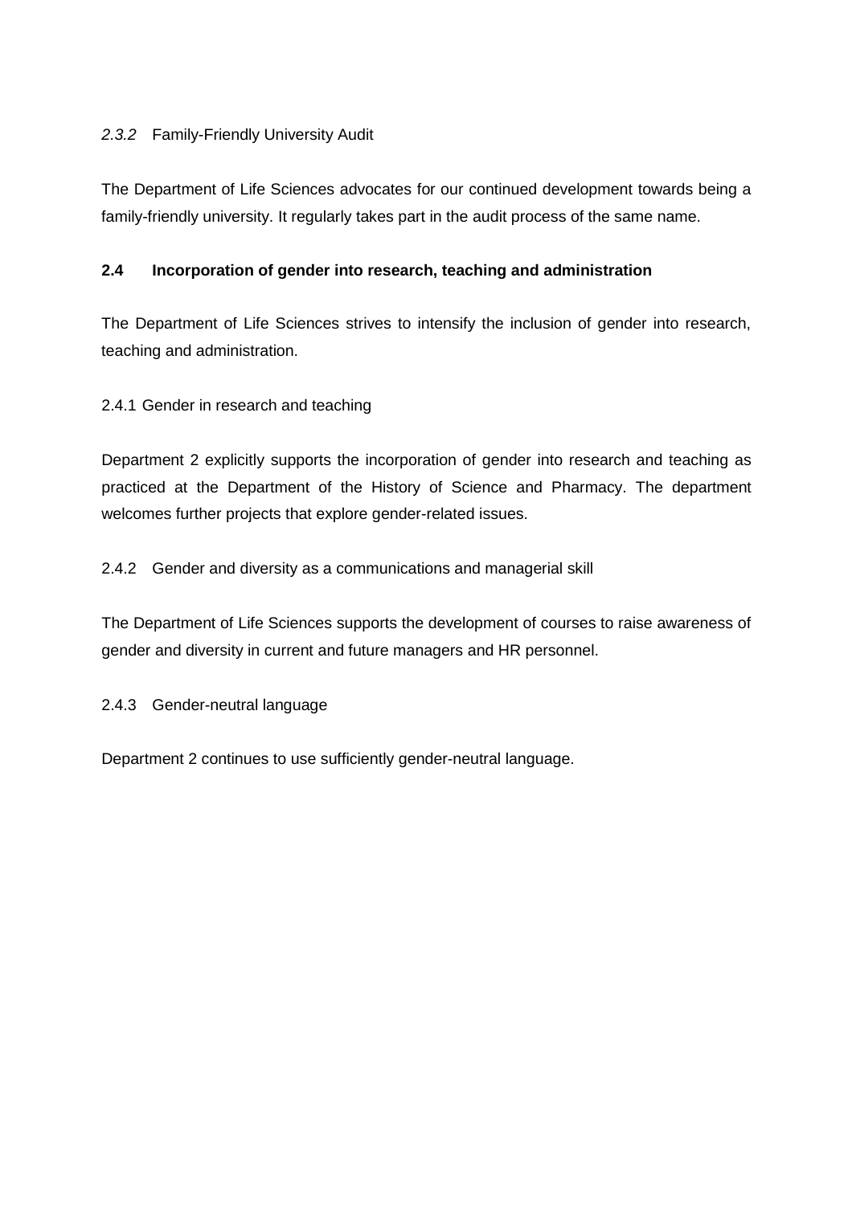#### *2.3.2* Family-Friendly University Audit

The Department of Life Sciences advocates for our continued development towards being a family-friendly university. It regularly takes part in the audit process of the same name.

### 2.4 Incorporation of gender into research, teaching and administration

The Department of Life Sciences strives to intensify the inclusion of gender into research, teaching and administration.

#### 2.4.1 Gender in research and teaching

Department 2 explicitly supports the incorporation of gender into research and teaching as practiced at the Department of the History of Science and Pharmacy. The department welcomes further projects that explore gender-related issues.

#### 2.4.2 Gender and diversity as a communications and managerial skill

The Department of Life Sciences supports the development of courses to raise awareness of gender and diversity in current and future managers and HR personnel.

#### 2.4.3 Gender-neutral language

Department 2 continues to use sufficiently gender-neutral language.